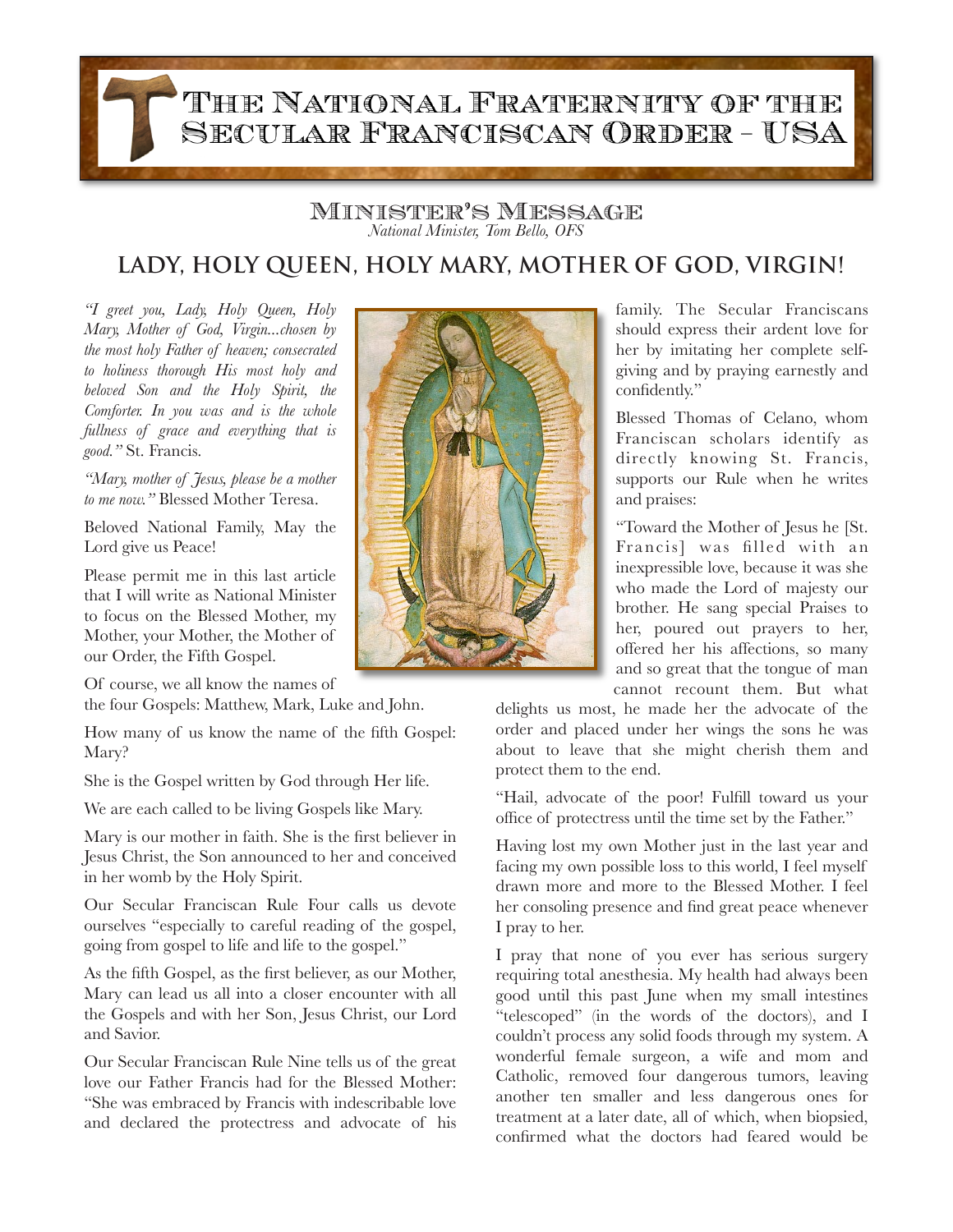# The National Fraternity of the Secular Franciscan Order - USA

## Minister's Message

*National Minister, Tom Bello, OFS*

## LADY, HOLY QUEEN, HOLY MARY, MOTHER OF GOD, VIRGIN!

*"I greet you, Lady, Holy Queen, Holy Mary, Mother of God, Virgin...chosen by the most holy Father of heaven; consecrated to holiness thorough His most holy and beloved Son and the Holy Spirit, the Comforter. In you was and is the whole fullness of grace and everything that is good."* St. Francis.

*"Mary, mother of Jesus, please be a mother to me now."* Blessed Mother Teresa.

Beloved National Family, May the Lord give us Peace!

Please permit me in this last article that I will write as National Minister to focus on the Blessed Mother, my Mother, your Mother, the Mother of our Order, the Fifth Gospel.

Of course, we all know the names of the four Gospels: Matthew, Mark, Luke and John.

How many of us know the name of the fifth Gospel: Mary?

She is the Gospel written by God through Her life.

We are each called to be living Gospels like Mary.

Mary is our mother in faith. She is the first believer in Jesus Christ, the Son announced to her and conceived in her womb by the Holy Spirit.

Our Secular Franciscan Rule Four calls us devote ourselves "especially to careful reading of the gospel, going from gospel to life and life to the gospel."

As the fifth Gospel, as the first believer, as our Mother, Mary can lead us all into a closer encounter with all the Gospels and with her Son, Jesus Christ, our Lord and Savior.

Our Secular Franciscan Rule Nine tells us of the great love our Father Francis had for the Blessed Mother: "She was embraced by Francis with indescribable love and declared the protectress and advocate of his family. The Secular Franciscans should express their ardent love for her by imitating her complete self-giving and by praying earnestly and confidently."

Blessed Thomas of Celano, whom Franciscan scholars identify as directly knowing St. Francis, supports our Rule when he writes and praises:

"Toward the Mother of Jesus he [St. Francis] was filled with an inexpressible love, because it was she who made the Lord of majesty our brother. He sang special Praises to her, poured out prayers to her, offered her his affections, so many and so great that the tongue of man cannot recount them. But what delights us most, he made her the advocate of the order and placed under her wings the sons he was about to leave that she might cherish them and protect them to the end.

"Hail, advocate of the poor! Fulfill toward us your office of protectress until the time set by the Father."

Having lost my own Mother just in the last year and facing my own possible loss to this world, I feel myself drawn more and more to the Blessed Mother. I feel her consoling presence and find great peace whenever I pray to her.

I pray that none of you ever has serious surgery requiring total anesthesia. My health had always been good until this past June when my small intestines "telescoped" (in the words of the doctors), and I couldn't process any solid foods through my system. A wonderful female surgeon, a wife and mom and Catholic, removed four dangerous tumors, leaving another ten smaller and less dangerous ones for treatment at a later date, all of which, when biopsied, confirmed what the doctors had feared would be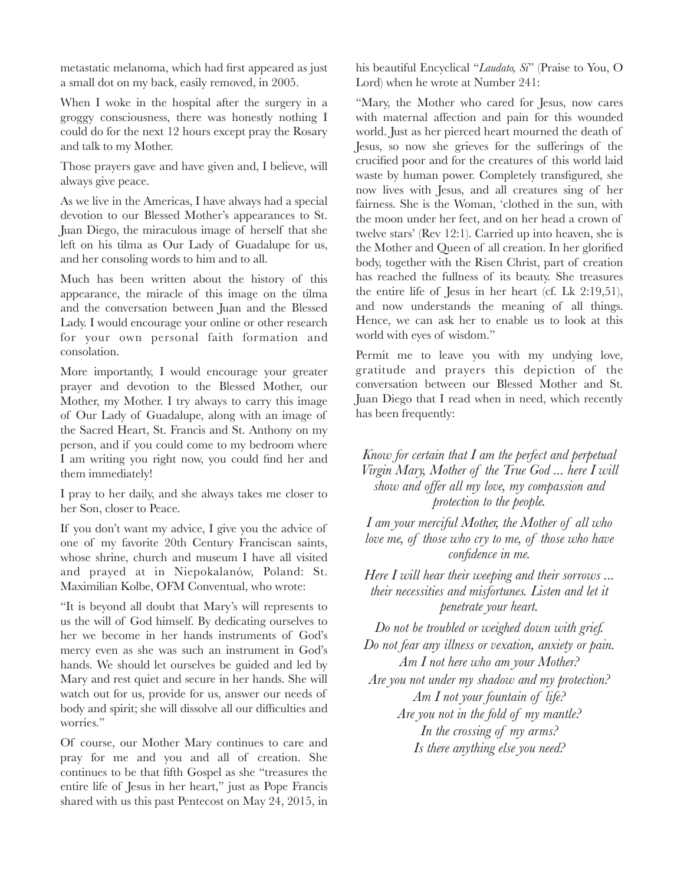metastatic melanoma, which had first appeared as just a small dot on my back, easily removed, in 2005.

When I woke in the hospital after the surgery in a groggy consciousness, there was honestly nothing I could do for the next 12 hours except pray the Rosary and talk to my Mother.

Those prayers gave and have given and, I believe, will always give peace.

As we live in the Americas, I have always had a special devotion to our Blessed Mother's appearances to St. Juan Diego, the miraculous image of herself that she left on his tilma as Our Lady of Guadalupe for us, and her consoling words to him and to all.

Much has been written about the history of this appearance, the miracle of this image on the tilma and the conversation between Juan and the Blessed Lady. I would encourage your online or other research for your own personal faith formation and consolation.

More importantly, I would encourage your greater prayer and devotion to the Blessed Mother, our Mother, my Mother. I try always to carry this image of Our Lady of Guadalupe, along with an image of the Sacred Heart, St. Francis and St. Anthony on my person, and if you could come to my bedroom where I am writing you right now, you could find her and them immediately!

I pray to her daily, and she always takes me closer to her Son, closer to Peace.

If you don't want my advice, I give you the advice of one of my favorite 20th Century Franciscan saints, whose shrine, church and museum I have all visited and prayed at in Niepokalanów, Poland: St. Maximilian Kolbe, OFM Conventual, who wrote:

"It is beyond all doubt that Mary's will represents to us the will of God himself. By dedicating ourselves to her we become in her hands instruments of God's mercy even as she was such an instrument in God's hands. We should let ourselves be guided and led by Mary and rest quiet and secure in her hands. She will watch out for us, provide for us, answer our needs of body and spirit; she will dissolve all our difficulties and worries."

Of course, our Mother Mary continues to care and pray for me and you and all of creation. She continues to be that fifth Gospel as she "treasures the entire life of Jesus in her heart," just as Pope Francis shared with us this past Pentecost on May 24, 2015, in his beautiful Encyclical "*Laudato, Si*" (Praise to You, O Lord) when he wrote at Number 241:

"Mary, the Mother who cared for Jesus, now cares with maternal affection and pain for this wounded world. Just as her pierced heart mourned the death of Jesus, so now she grieves for the sufferings of the crucified poor and for the creatures of this world laid waste by human power. Completely transfigured, she now lives with Jesus, and all creatures sing of her fairness. She is the Woman, 'clothed in the sun, with the moon under her feet, and on her head a crown of twelve stars' (Rev 12:1). Carried up into heaven, she is the Mother and Queen of all creation. In her glorified body, together with the Risen Christ, part of creation has reached the fullness of its beauty. She treasures the entire life of Jesus in her heart (cf. Lk 2:19,51), and now understands the meaning of all things. Hence, we can ask her to enable us to look at this world with eyes of wisdom."

Permit me to leave you with my undying love, gratitude and prayers this depiction of the conversation between our Blessed Mother and St. Juan Diego that I read when in need, which recently has been frequently:

*Know for certain that I am the perfect and perpetual Virgin Mary, Mother of the True God ... here I will show and offer all my love, my compassion and protection to the people.*

*I am your merciful Mother, the Mother of all who love me, of those who cry to me, of those who have confidence in me.*

*Here I will hear their weeping and their sorrows ... their necessities and misfortunes. Listen and let it penetrate your heart.*

*Do not be troubled or weighed down with grief.*
*Do not fear any illness or vexation, anxiety or pain.*
*Am I not here who am your Mother?*
*Are you not under my shadow and my protection?*
*Am I not your fountain of life?*
*Are you not in the fold of my mantle?*
*In the crossing of my arms?*
*Is there anything else you need?*